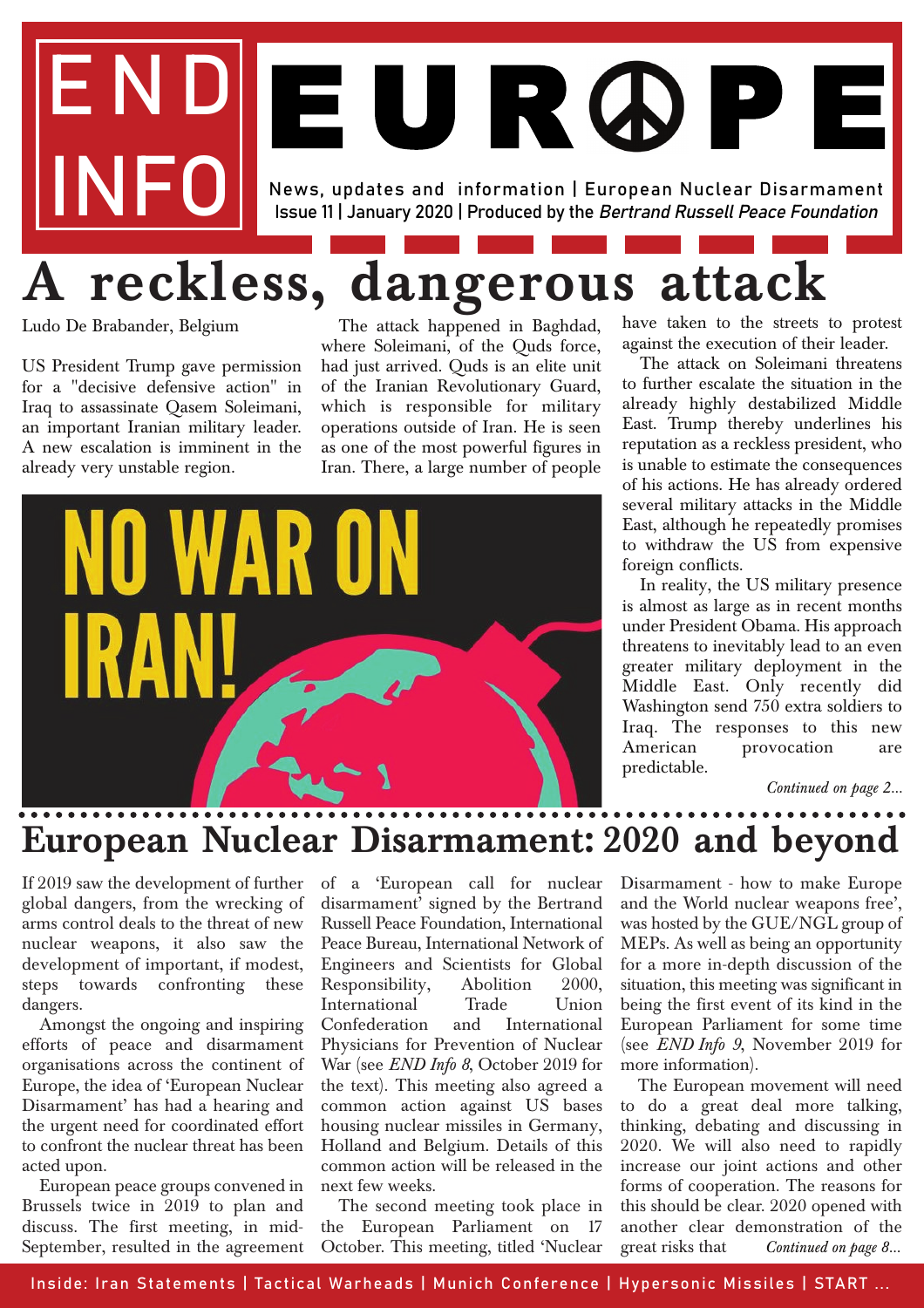# END INFO EUROPE

News, updates and information | European Nuclear Disarmament
Issue 11 | January 2020 | Produced by the *Bertrand Russell Peace Foundation*

## A reckless, dangerous attack

Ludo De Brabander, Belgium

US President Trump gave permission for a "decisive defensive action" in Iraq to assassinate Qasem Soleimani, an important Iranian military leader. A new escalation is imminent in the already very unstable region.

The attack happened in Baghdad, where Soleimani, of the Quds force, had just arrived. Quds is an elite unit of the Iranian Revolutionary Guard, which is responsible for military operations outside of Iran. He is seen as one of the most powerful figures in Iran. There, a large number of people have taken to the streets to protest against the execution of their leader.

The attack on Soleimani threatens to further escalate the situation in the already highly destabilized Middle East. Trump thereby underlines his reputation as a reckless president, who is unable to estimate the consequences of his actions. He has already ordered several military attacks in the Middle East, although he repeatedly promises to withdraw the US from expensive foreign conflicts.

In reality, the US military presence is almost as large as in recent months under President Obama. His approach threatens to inevitably lead to an even greater military deployment in the Middle East. Only recently did Washington send 750 extra soldiers to Iraq. The responses to this new American provocation are predictable.

NO WAR ON IRAN!

*Continued on page 2...*

## European Nuclear Disarmament: 2020 and beyond

If 2019 saw the development of further global dangers, from the wrecking of arms control deals to the threat of new nuclear weapons, it also saw the development of important, if modest, steps towards confronting these dangers.

Amongst the ongoing and inspiring efforts of peace and disarmament organisations across the continent of Europe, the idea of 'European Nuclear Disarmament' has had a hearing and the urgent need for coordinated effort to confront the nuclear threat has been acted upon.

European peace groups convened in Brussels twice in 2019 to plan and discuss. The first meeting, in mid-September, resulted in the agreement of a 'European call for nuclear disarmament' signed by the Bertrand Russell Peace Foundation, International Peace Bureau, International Network of Engineers and Scientists for Global Responsibility, Abolition 2000, International Trade Union Confederation and International Physicians for Prevention of Nuclear War (see *END Info 8*, October 2019 for the text). This meeting also agreed a common action against US bases housing nuclear missiles in Germany, Holland and Belgium. Details of this common action will be released in the next few weeks.

The second meeting took place in the European Parliament on 17 October. This meeting, titled 'Nuclear Disarmament - how to make Europe and the World nuclear weapons free', was hosted by the GUE/NGL group of MEPs. As well as being an opportunity for a more in-depth discussion of the situation, this meeting was significant in being the first event of its kind in the European Parliament for some time (see *END Info 9*, November 2019 for more information).

The European movement will need to do a great deal more talking, thinking, debating and discussing in 2020. We will also need to rapidly increase our joint actions and other forms of cooperation. The reasons for this should be clear. 2020 opened with another clear demonstration of the great risks that *Continued on page 8...*

Inside: Iran Statements | Tactical Warheads | Munich Conference | Hypersonic Missiles | START ...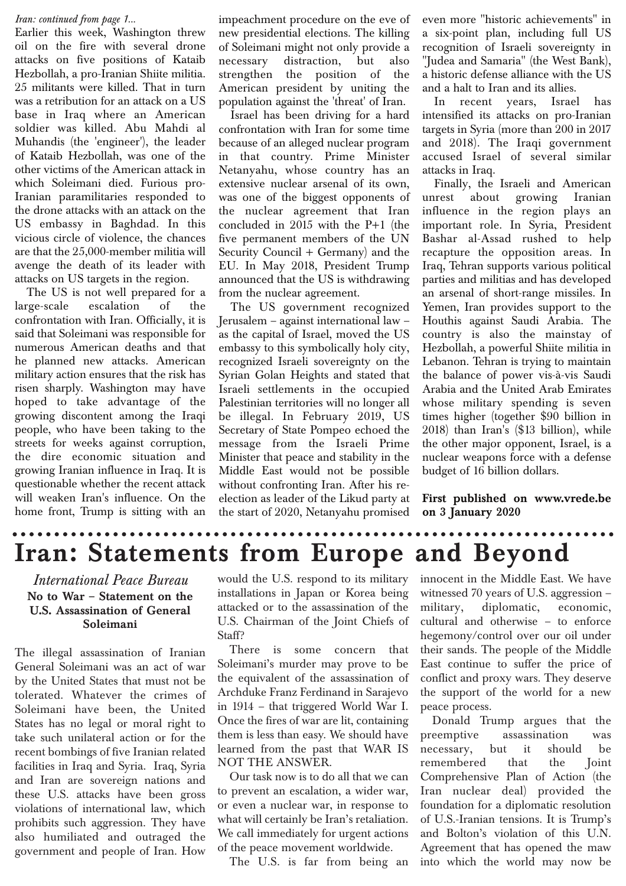*Iran: continued from page 1...*

Earlier this week, Washington threw oil on the fire with several drone attacks on five positions of Kataib Hezbollah, a pro-Iranian Shiite militia. 25 militants were killed. That in turn was a retribution for an attack on a US base in Iraq where an American soldier was killed. Abu Mahdi al Muhandis (the 'engineer'), the leader of Kataib Hezbollah, was one of the other victims of the American attack in which Soleimani died. Furious pro-Iranian paramilitaries responded to the drone attacks with an attack on the US embassy in Baghdad. In this vicious circle of violence, the chances are that the 25,000-member militia will avenge the death of its leader with attacks on US targets in the region.

The US is not well prepared for a large-scale escalation of the confrontation with Iran. Officially, it is said that Soleimani was responsible for numerous American deaths and that he planned new attacks. American military action ensures that the risk has risen sharply. Washington may have hoped to take advantage of the growing discontent among the Iraqi people, who have been taking to the streets for weeks against corruption, the dire economic situation and growing Iranian influence in Iraq. It is questionable whether the recent attack will weaken Iran's influence. On the home front, Trump is sitting with an impeachment procedure on the eve of new presidential elections. The killing of Soleimani might not only provide a necessary distraction, but also strengthen the position of the American president by uniting the population against the 'threat' of Iran.

Israel has been driving for a hard confrontation with Iran for some time because of an alleged nuclear program in that country. Prime Minister Netanyahu, whose country has an extensive nuclear arsenal of its own, was one of the biggest opponents of the nuclear agreement that Iran concluded in 2015 with the P+1 (the five permanent members of the UN Security Council + Germany) and the EU. In May 2018, President Trump announced that the US is withdrawing from the nuclear agreement.

The US government recognized Jerusalem – against international law – as the capital of Israel, moved the US embassy to this symbolically holy city, recognized Israeli sovereignty on the Syrian Golan Heights and stated that Israeli settlements in the occupied Palestinian territories will no longer all be illegal. In February 2019, US Secretary of State Pompeo echoed the message from the Israeli Prime Minister that peace and stability in the Middle East would not be possible without confronting Iran. After his re-election as leader of the Likud party at the start of 2020, Netanyahu promised even more "historic achievements" in a six-point plan, including full US recognition of Israeli sovereignty in "Judea and Samaria" (the West Bank), a historic defense alliance with the US and a halt to Iran and its allies.

In recent years, Israel has intensified its attacks on pro-Iranian targets in Syria (more than 200 in 2017 and 2018). The Iraqi government accused Israel of several similar attacks in Iraq.

Finally, the Israeli and American unrest about growing Iranian influence in the region plays an important role. In Syria, President Bashar al-Assad rushed to help recapture the opposition areas. In Iraq, Tehran supports various political parties and militias and has developed an arsenal of short-range missiles. In Yemen, Iran provides support to the Houthis against Saudi Arabia. The country is also the mainstay of Hezbollah, a powerful Shiite militia in Lebanon. Tehran is trying to maintain the balance of power vis-à-vis Saudi Arabia and the United Arab Emirates whose military spending is seven times higher (together $90 billion in 2018) than Iran's ($13 billion), while the other major opponent, Israel, is a nuclear weapons force with a defense budget of 16 billion dollars.

**First published on www.vrede.be on 3 January 2020**

# Iran: Statements from Europe and Beyond

## *International Peace Bureau*

### No to War – Statement on the U.S. Assassination of General Soleimani

The illegal assassination of Iranian General Soleimani was an act of war by the United States that must not be tolerated. Whatever the crimes of Soleimani have been, the United States has no legal or moral right to take such unilateral action or for the recent bombings of five Iranian related facilities in Iraq and Syria. Iraq, Syria and Iran are sovereign nations and these U.S. attacks have been gross violations of international law, which prohibits such aggression. They have also humiliated and outraged the government and people of Iran. How would the U.S. respond to its military installations in Japan or Korea being attacked or to the assassination of the U.S. Chairman of the Joint Chiefs of Staff?

There is some concern that Soleimani's murder may prove to be the equivalent of the assassination of Archduke Franz Ferdinand in Sarajevo in 1914 – that triggered World War I. Once the fires of war are lit, containing them is less than easy. We should have learned from the past that WAR IS NOT THE ANSWER.

Our task now is to do all that we can to prevent an escalation, a wider war, or even a nuclear war, in response to what will certainly be Iran's retaliation. We call immediately for urgent actions of the peace movement worldwide.

The U.S. is far from being an innocent in the Middle East. We have witnessed 70 years of U.S. aggression – military, diplomatic, economic, cultural and otherwise – to enforce hegemony/control over our oil under their sands. The people of the Middle East continue to suffer the price of conflict and proxy wars. They deserve the support of the world for a new peace process.

Donald Trump argues that the preemptive assassination was necessary, but it should be remembered that the Joint Comprehensive Plan of Action (the Iran nuclear deal) provided the foundation for a diplomatic resolution of U.S.-Iranian tensions. It is Trump's and Bolton's violation of this U.N. Agreement that has opened the maw into which the world may now be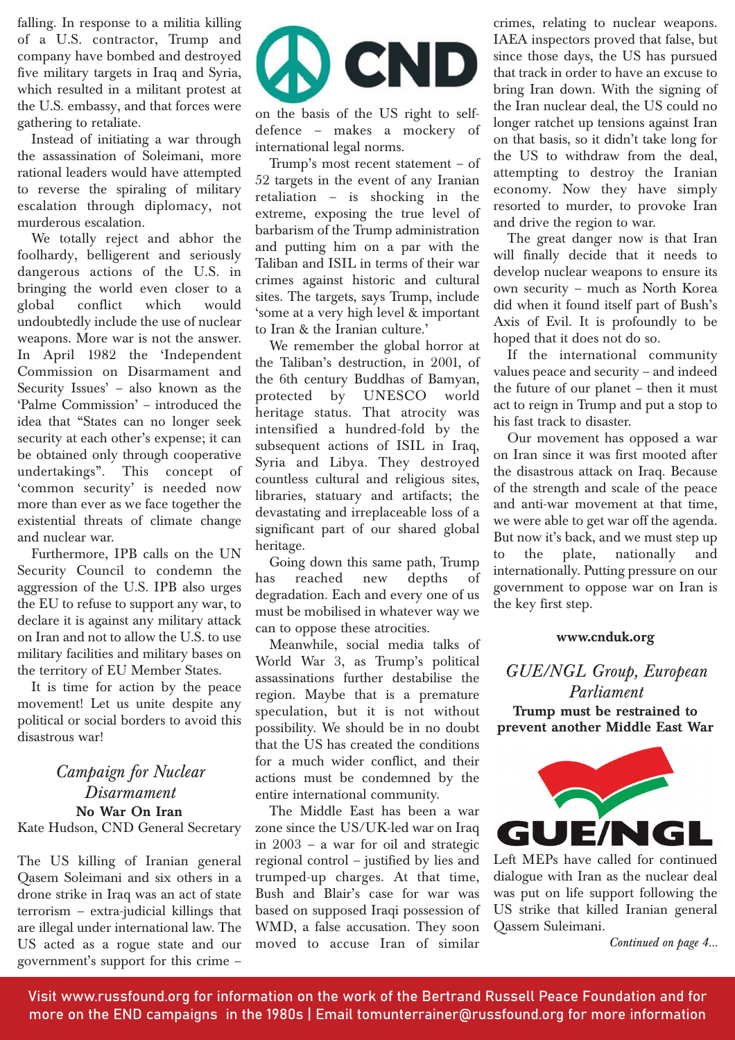falling. In response to a militia killing of a U.S. contractor, Trump and company have bombed and destroyed five military targets in Iraq and Syria, which resulted in a militant protest at the U.S. embassy, and that forces were gathering to retaliate.

Instead of initiating a war through the assassination of Soleimani, more rational leaders would have attempted to reverse the spiraling of military escalation through diplomacy, not murderous escalation.

We totally reject and abhor the foolhardy, belligerent and seriously dangerous actions of the U.S. in bringing the world even closer to a global conflict which would undoubtedly include the use of nuclear weapons. More war is not the answer. In April 1982 the 'Independent Commission on Disarmament and Security Issues' – also known as the 'Palme Commission' – introduced the idea that "States can no longer seek security at each other's expense; it can be obtained only through cooperative undertakings". This concept of 'common security' is needed now more than ever as we face together the existential threats of climate change and nuclear war.

Furthermore, IPB calls on the UN Security Council to condemn the aggression of the U.S. IPB also urges the EU to refuse to support any war, to declare it is against any military attack on Iran and not to allow the U.S. to use military facilities and military bases on the territory of EU Member States.

It is time for action by the peace movement! Let us unite despite any political or social borders to avoid this disastrous war!

## *Campaign for Nuclear Disarmament*

### No War On Iran

Kate Hudson, CND General Secretary

The US killing of Iranian general Qasem Soleimani and six others in a drone strike in Iraq was an act of state terrorism – extra-judicial killings that are illegal under international law. The US acted as a rogue state and our government's support for this crime – on the basis of the US right to self-defence – makes a mockery of international legal norms.

Trump's most recent statement – of 52 targets in the event of any Iranian retaliation – is shocking in the extreme, exposing the true level of barbarism of the Trump administration and putting him on a par with the Taliban and ISIL in terms of their war crimes against historic and cultural sites. The targets, says Trump, include 'some at a very high level & important to Iran & the Iranian culture.'

We remember the global horror at the Taliban's destruction, in 2001, of the 6th century Buddhas of Bamyan, protected by UNESCO world heritage status. That atrocity was intensified a hundred-fold by the subsequent actions of ISIL in Iraq, Syria and Libya. They destroyed countless cultural and religious sites, libraries, statuary and artifacts; the devastating and irreplaceable loss of a significant part of our shared global heritage.

Going down this same path, Trump has reached new depths of degradation. Each and every one of us must be mobilised in whatever way we can to oppose these atrocities.

Meanwhile, social media talks of World War 3, as Trump's political assassinations further destabilise the region. Maybe that is a premature speculation, but it is not without possibility. We should be in no doubt that the US has created the conditions for a much wider conflict, and their actions must be condemned by the entire international community.

The Middle East has been a war zone since the US/UK-led war on Iraq in 2003 – a war for oil and strategic regional control – justified by lies and trumped-up charges. At that time, Bush and Blair's case for war was based on supposed Iraqi possession of WMD, a false accusation. They soon moved to accuse Iran of similar crimes, relating to nuclear weapons. IAEA inspectors proved that false, but since those days, the US has pursued that track in order to have an excuse to bring Iran down. With the signing of the Iran nuclear deal, the US could no longer ratchet up tensions against Iran on that basis, so it didn't take long for the US to withdraw from the deal, attempting to destroy the Iranian economy. Now they have simply resorted to murder, to provoke Iran and drive the region to war.

The great danger now is that Iran will finally decide that it needs to develop nuclear weapons to ensure its own security – much as North Korea did when it found itself part of Bush's Axis of Evil. It is profoundly to be hoped that it does not do so.

If the international community values peace and security – and indeed the future of our planet – then it must act to reign in Trump and put a stop to his fast track to disaster.

Our movement has opposed a war on Iran since it was first mooted after the disastrous attack on Iraq. Because of the strength and scale of the peace and anti-war movement at that time, we were able to get war off the agenda. But now it's back, and we must step up to the plate, nationally and internationally. Putting pressure on our government to oppose war on Iran is the key first step.

**www.cnduk.org**

## *GUE/NGL Group, European Parliament*

### Trump must be restrained to prevent another Middle East War

Left MEPs have called for continued dialogue with Iran as the nuclear deal was put on life support following the US strike that killed Iranian general Qassem Suleimani.

*Continued on page 4...*

Visit www.russfound.org for information on the work of the Bertrand Russell Peace Foundation and for more on the END campaigns in the 1980s | Email tomunterrainer@russfound.org for more information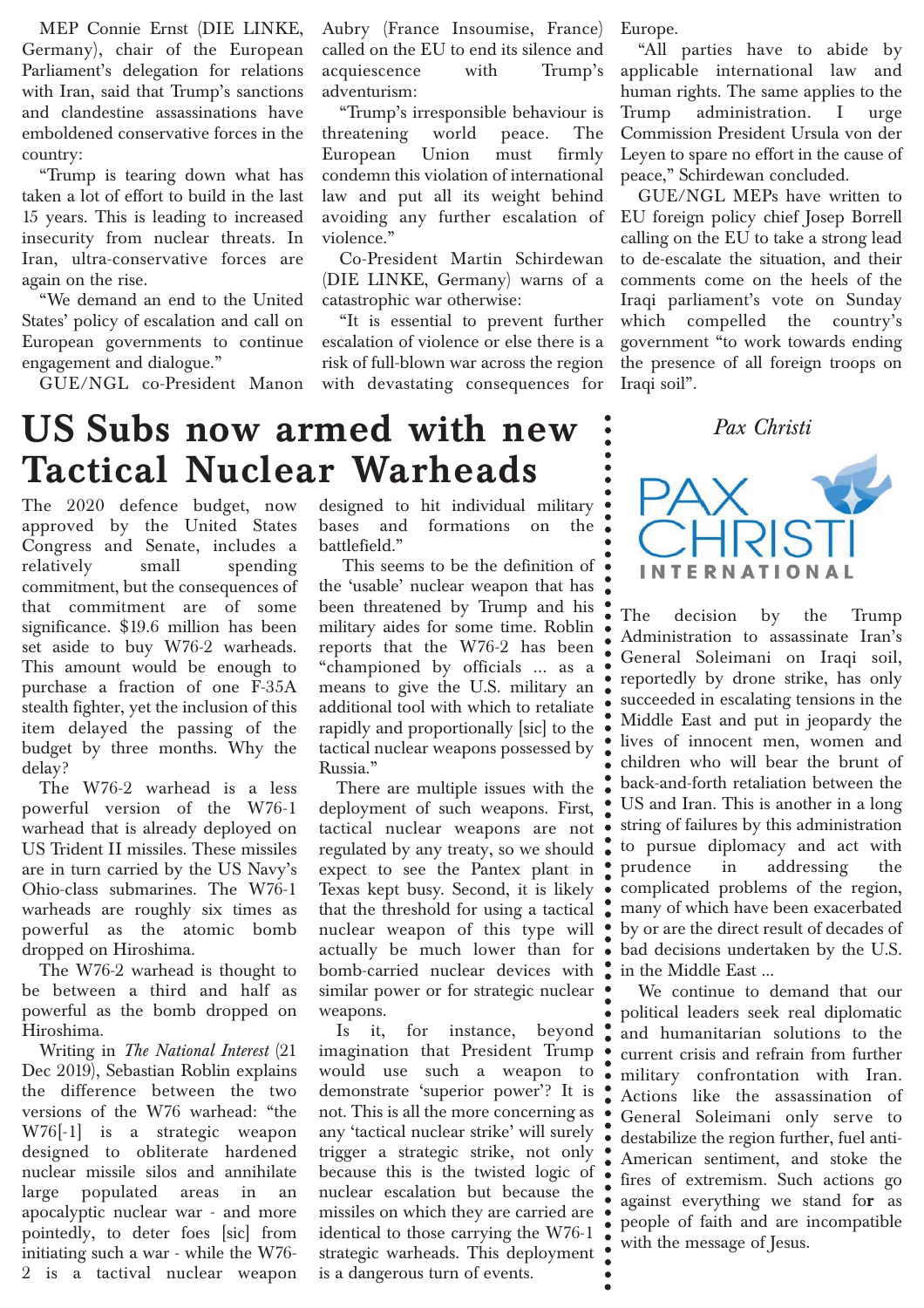MEP Connie Ernst (DIE LINKE, Germany), chair of the European Parliament's delegation for relations with Iran, said that Trump's sanctions and clandestine assassinations have emboldened conservative forces in the country:

"Trump is tearing down what has taken a lot of effort to build in the last 15 years. This is leading to increased insecurity from nuclear threats. In Iran, ultra-conservative forces are again on the rise.

"We demand an end to the United States' policy of escalation and call on European governments to continue engagement and dialogue."

GUE/NGL co-President Manon Aubry (France Insoumise, France) called on the EU to end its silence and acquiescence with Trump's adventurism:

"Trump's irresponsible behaviour is threatening world peace. The European Union must firmly condemn this violation of international law and put all its weight behind avoiding any further escalation of violence."

Co-President Martin Schirdewan (DIE LINKE, Germany) warns of a catastrophic war otherwise:

"It is essential to prevent further escalation of violence or else there is a risk of full-blown war across the region with devastating consequences for Europe.

"All parties have to abide by applicable international law and human rights. The same applies to the Trump administration. I urge Commission President Ursula von der Leyen to spare no effort in the cause of peace," Schirdewan concluded.

GUE/NGL MEPs have written to EU foreign policy chief Josep Borrell calling on the EU to take a strong lead to de-escalate the situation, and their comments come on the heels of the Iraqi parliament's vote on Sunday which compelled the country's government "to work towards ending the presence of all foreign troops on Iraqi soil".

# US Subs now armed with new Tactical Nuclear Warheads

The 2020 defence budget, now approved by the United States Congress and Senate, includes a relatively small spending commitment, but the consequences of that commitment are of some significance. $19.6 million has been set aside to buy W76-2 warheads. This amount would be enough to purchase a fraction of one F-35A stealth fighter, yet the inclusion of this item delayed the passing of the budget by three months. Why the delay?

The W76-2 warhead is a less powerful version of the W76-1 warhead that is already deployed on US Trident II missiles. These missiles are in turn carried by the US Navy's Ohio-class submarines. The W76-1 warheads are roughly six times as powerful as the atomic bomb dropped on Hiroshima.

The W76-2 warhead is thought to be between a third and half as powerful as the bomb dropped on Hiroshima.

Writing in *The National Interest* (21 Dec 2019), Sebastian Roblin explains the difference between the two versions of the W76 warhead: "the W76[-1] is a strategic weapon designed to obliterate hardened nuclear missile silos and annihilate large populated areas in an apocalyptic nuclear war - and more pointedly, to deter foes [sic] from initiating such a war - while the W76-2 is a tactival nuclear weapon designed to hit individual military bases and formations on the battlefield."

This seems to be the definition of the 'usable' nuclear weapon that has been threatened by Trump and his military aides for some time. Roblin reports that the W76-2 has been "championed by officials ... as a means to give the U.S. military an additional tool with which to retaliate rapidly and proportionally [sic] to the tactical nuclear weapons possessed by Russia."

There are multiple issues with the deployment of such weapons. First, tactical nuclear weapons are not regulated by any treaty, so we should expect to see the Pantex plant in Texas kept busy. Second, it is likely that the threshold for using a tactical nuclear weapon of this type will actually be much lower than for bomb-carried nuclear devices with similar power or for strategic nuclear weapons.

Is it, for instance, beyond imagination that President Trump would use such a weapon to demonstrate 'superior power'? It is not. This is all the more concerning as any 'tactical nuclear strike' will surely trigger a strategic strike, not only because this is the twisted logic of nuclear escalation but because the missiles on which they are carried are identical to those carrying the W76-1 strategic warheads. This deployment is a dangerous turn of events.

## *Pax Christi*

PAX CHRISTI INTERNATIONAL

The decision by the Trump Administration to assassinate Iran's General Soleimani on Iraqi soil, reportedly by drone strike, has only succeeded in escalating tensions in the Middle East and put in jeopardy the lives of innocent men, women and children who will bear the brunt of back-and-forth retaliation between the US and Iran. This is another in a long string of failures by this administration to pursue diplomacy and act with prudence in addressing the complicated problems of the region, many of which have been exacerbated by or are the direct result of decades of bad decisions undertaken by the U.S. in the Middle East ...

We continue to demand that our political leaders seek real diplomatic and humanitarian solutions to the current crisis and refrain from further military confrontation with Iran. Actions like the assassination of General Soleimani only serve to destabilize the region further, fuel anti-American sentiment, and stoke the fires of extremism. Such actions go against everything we stand for as people of faith and are incompatible with the message of Jesus.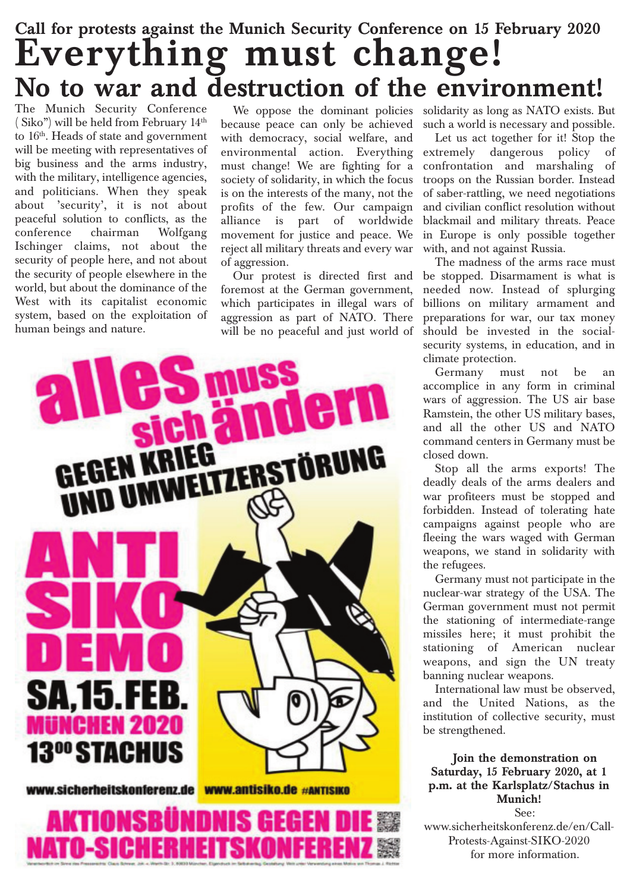Call for protests against the Munich Security Conference on 15 February 2020

# Everything must change!

## No to war and destruction of the environment!

The Munich Security Conference ( Siko") will be held from February 14th to 16th. Heads of state and government will be meeting with representatives of big business and the arms industry, with the military, intelligence agencies, and politicians. When they speak about 'security', it is not about peaceful solution to conflicts, as the conference chairman Wolfgang Ischinger claims, not about the security of people here, and not about the security of people elsewhere in the world, but about the dominance of the West with its capitalist economic system, based on the exploitation of human beings and nature.

We oppose the dominant policies because peace can only be achieved with democracy, social welfare, and environmental action. Everything must change! We are fighting for a society of solidarity, in which the focus is on the interests of the many, not the profits of the few. Our campaign alliance is part of worldwide movement for justice and peace. We reject all military threats and every war of aggression.

Our protest is directed first and foremost at the German government, which participates in illegal wars of aggression as part of NATO. There will be no peaceful and just world of solidarity as long as NATO exists. But such a world is necessary and possible.

Let us act together for it! Stop the extremely dangerous policy of confrontation and marshaling of troops on the Russian border. Instead of saber-rattling, we need negotiations and civilian conflict resolution without blackmail and military threats. Peace in Europe is only possible together with, and not against Russia.

The madness of the arms race must be stopped. Disarmament is what is needed now. Instead of splurging billions on military armament and preparations for war, our tax money should be invested in the social-security systems, in education, and in climate protection.

Germany must not be an accomplice in any form in criminal wars of aggression. The US air base Ramstein, the other US military bases, and all the other US and NATO command centers in Germany must be closed down.

Stop all the arms exports! The deadly deals of the arms dealers and war profiteers must be stopped and forbidden. Instead of tolerating hate campaigns against people who are fleeing the wars waged with German weapons, we stand in solidarity with the refugees.

Germany must not participate in the nuclear-war strategy of the USA. The German government must not permit the stationing of intermediate-range missiles here; it must prohibit the stationing of American nuclear weapons, and sign the UN treaty banning nuclear weapons.

International law must be observed, and the United Nations, as the institution of collective security, must be strengthened.

**Join the demonstration on Saturday, 15 February 2020, at 1 p.m. at the Karlsplatz/Stachus in Munich!**

See:
www.sicherheitskonferenz.de/en/Call-Protests-Against-SIKO-2020
for more information.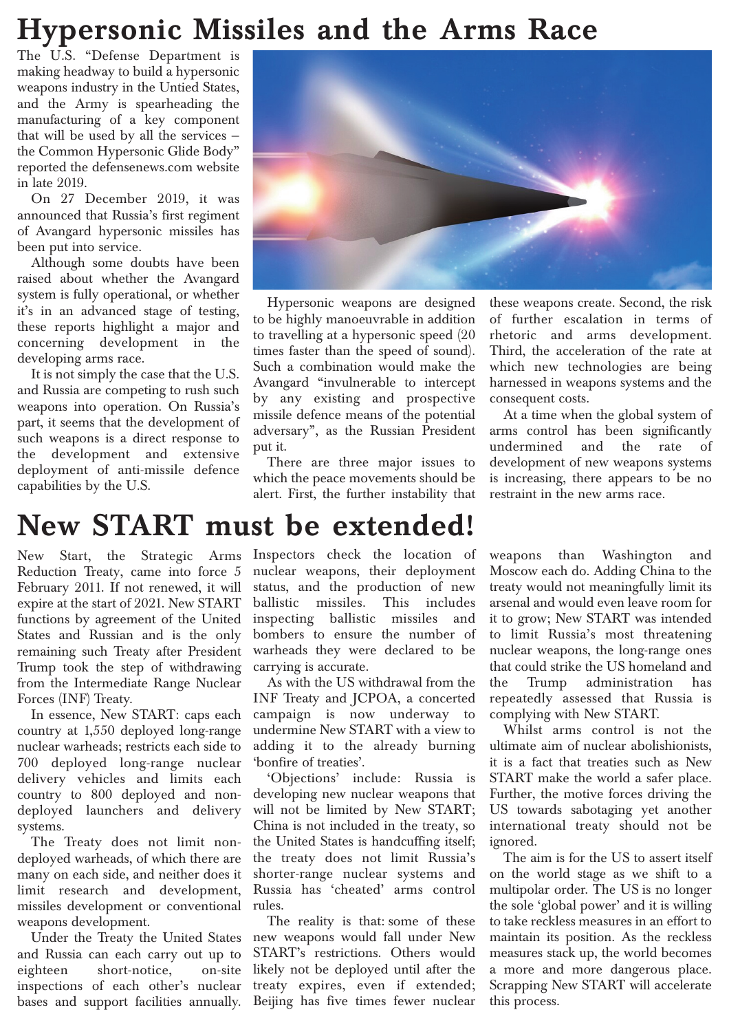# Hypersonic Missiles and the Arms Race

The U.S. "Defense Department is making headway to build a hypersonic weapons industry in the Untied States, and the Army is spearheading the manufacturing of a key component that will be used by all the services – the Common Hypersonic Glide Body" reported the defensenews.com website in late 2019.

On 27 December 2019, it was announced that Russia's first regiment of Avangard hypersonic missiles has been put into service.

Although some doubts have been raised about whether the Avangard system is fully operational, or whether it's in an advanced stage of testing, these reports highlight a major and concerning development in the developing arms race.

It is not simply the case that the U.S. and Russia are competing to rush such weapons into operation. On Russia's part, it seems that the development of such weapons is a direct response to the development and extensive deployment of anti-missile defence capabilities by the U.S.

Hypersonic weapons are designed to be highly manoeuvrable in addition to travelling at a hypersonic speed (20 times faster than the speed of sound). Such a combination would make the Avangard "invulnerable to intercept by any existing and prospective missile defence means of the potential adversary", as the Russian President put it.

There are three major issues to which the peace movements should be alert. First, the further instability that these weapons create. Second, the risk of further escalation in terms of rhetoric and arms development. Third, the acceleration of the rate at which new technologies are being harnessed in weapons systems and the consequent costs.

At a time when the global system of arms control has been significantly undermined and the rate of development of new weapons systems is increasing, there appears to be no restraint in the new arms race.

# New START must be extended!

New Start, the Strategic Arms Reduction Treaty, came into force 5 February 2011. If not renewed, it will expire at the start of 2021. New START functions by agreement of the United States and Russian and is the only remaining such Treaty after President Trump took the step of withdrawing from the Intermediate Range Nuclear Forces (INF) Treaty.

In essence, New START: caps each country at 1,550 deployed long-range nuclear warheads; restricts each side to 700 deployed long-range nuclear delivery vehicles and limits each country to 800 deployed and non-deployed launchers and delivery systems.

The Treaty does not limit non-deployed warheads, of which there are many on each side, and neither does it limit research and development, missiles development or conventional weapons development.

Under the Treaty the United States and Russia can each carry out up to eighteen short-notice, on-site inspections of each other's nuclear bases and support facilities annually. Inspectors check the location of nuclear weapons, their deployment status, and the production of new ballistic missiles. This includes inspecting ballistic missiles and bombers to ensure the number of warheads they were declared to be carrying is accurate.

As with the US withdrawal from the INF Treaty and JCPOA, a concerted campaign is now underway to undermine New START with a view to adding it to the already burning 'bonfire of treaties'.

'Objections' include: Russia is developing new nuclear weapons that will not be limited by New START; China is not included in the treaty, so the United States is handcuffing itself; the treaty does not limit Russia's shorter-range nuclear systems and Russia has 'cheated' arms control rules.

The reality is that: some of these new weapons would fall under New START's restrictions. Others would likely not be deployed until after the treaty expires, even if extended; Beijing has five times fewer nuclear weapons than Washington and Moscow each do. Adding China to the treaty would not meaningfully limit its arsenal and would even leave room for it to grow; New START was intended to limit Russia's most threatening nuclear weapons, the long-range ones that could strike the US homeland and the Trump administration has repeatedly assessed that Russia is complying with New START.

Whilst arms control is not the ultimate aim of nuclear abolishionists, it is a fact that treaties such as New START make the world a safer place. Further, the motive forces driving the US towards sabotaging yet another international treaty should not be ignored.

The aim is for the US to assert itself on the world stage as we shift to a multipolar order. The US is no longer the sole 'global power' and it is willing to take reckless measures in an effort to maintain its position. As the reckless measures stack up, the world becomes a more and more dangerous place. Scrapping New START will accelerate this process.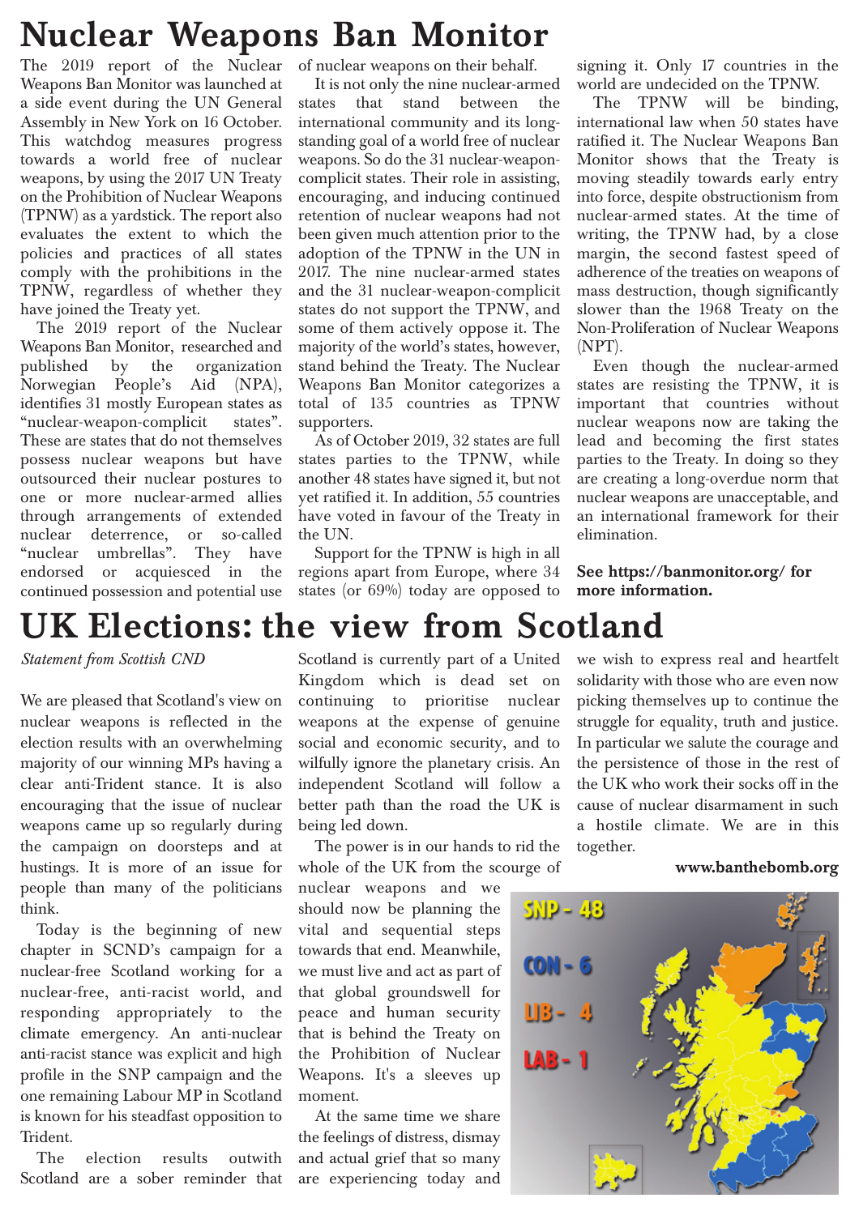# Nuclear Weapons Ban Monitor

The 2019 report of the Nuclear Weapons Ban Monitor was launched at a side event during the UN General Assembly in New York on 16 October. This watchdog measures progress towards a world free of nuclear weapons, by using the 2017 UN Treaty on the Prohibition of Nuclear Weapons (TPNW) as a yardstick. The report also evaluates the extent to which the policies and practices of all states comply with the prohibitions in the TPNW, regardless of whether they have joined the Treaty yet.

The 2019 report of the Nuclear Weapons Ban Monitor, researched and published by the organization Norwegian People's Aid (NPA), identifies 31 mostly European states as "nuclear-weapon-complicit states". These are states that do not themselves possess nuclear weapons but have outsourced their nuclear postures to one or more nuclear-armed allies through arrangements of extended nuclear deterrence, or so-called "nuclear umbrellas". They have endorsed or acquiesced in the continued possession and potential use of nuclear weapons on their behalf.

It is not only the nine nuclear-armed states that stand between the international community and its long-standing goal of a world free of nuclear weapons. So do the 31 nuclear-weapon-complicit states. Their role in assisting, encouraging, and inducing continued retention of nuclear weapons had not been given much attention prior to the adoption of the TPNW in the UN in 2017. The nine nuclear-armed states and the 31 nuclear-weapon-complicit states do not support the TPNW, and some of them actively oppose it. The majority of the world's states, however, stand behind the Treaty. The Nuclear Weapons Ban Monitor categorizes a total of 135 countries as TPNW supporters.

As of October 2019, 32 states are full states parties to the TPNW, while another 48 states have signed it, but not yet ratified it. In addition, 55 countries have voted in favour of the Treaty in the UN.

Support for the TPNW is high in all regions apart from Europe, where 34 states (or 69%) today are opposed to signing it. Only 17 countries in the world are undecided on the TPNW.

The TPNW will be binding, international law when 50 states have ratified it. The Nuclear Weapons Ban Monitor shows that the Treaty is moving steadily towards early entry into force, despite obstructionism from nuclear-armed states. At the time of writing, the TPNW had, by a close margin, the second fastest speed of adherence of the treaties on weapons of mass destruction, though significantly slower than the 1968 Treaty on the Non-Proliferation of Nuclear Weapons (NPT).

Even though the nuclear-armed states are resisting the TPNW, it is important that countries without nuclear weapons now are taking the lead and becoming the first states parties to the Treaty. In doing so they are creating a long-overdue norm that nuclear weapons are unacceptable, and an international framework for their elimination.

**See https://banmonitor.org/ for more information.**

# UK Elections: the view from Scotland

*Statement from Scottish CND*

We are pleased that Scotland's view on nuclear weapons is reflected in the election results with an overwhelming majority of our winning MPs having a clear anti-Trident stance. It is also encouraging that the issue of nuclear weapons came up so regularly during the campaign on doorsteps and at hustings. It is more of an issue for people than many of the politicians think.

Today is the beginning of new chapter in SCND's campaign for a nuclear-free Scotland working for a nuclear-free, anti-racist world, and responding appropriately to the climate emergency. An anti-nuclear anti-racist stance was explicit and high profile in the SNP campaign and the one remaining Labour MP in Scotland is known for his steadfast opposition to Trident.

The election results outwith Scotland are a sober reminder that Scotland is currently part of a United Kingdom which is dead set on continuing to prioritise nuclear weapons at the expense of genuine social and economic security, and to wilfully ignore the planetary crisis. An independent Scotland will follow a better path than the road the UK is being led down.

The power is in our hands to rid the whole of the UK from the scourge of nuclear weapons and we should now be planning the vital and sequential steps towards that end. Meanwhile, we must live and act as part of that global groundswell for peace and human security that is behind the Treaty on the Prohibition of Nuclear Weapons. It's a sleeves up moment.

At the same time we share the feelings of distress, dismay and actual grief that so many are experiencing today and we wish to express real and heartfelt solidarity with those who are even now picking themselves up to continue the struggle for equality, truth and justice. In particular we salute the courage and the persistence of those in the rest of the UK who work their socks off in the cause of nuclear disarmament in such a hostile climate. We are in this together.

**www.banthebomb.org**

SNP - 48
CON - 6
LIB - 4
LAB - 1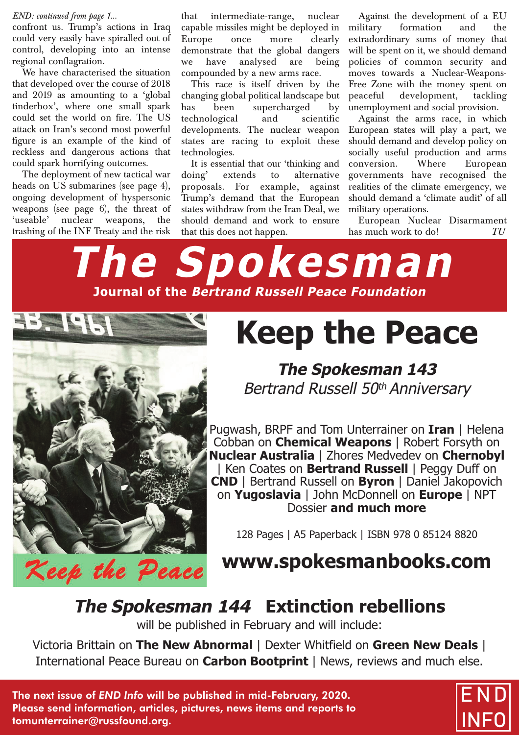*END: continued from page 1...*

confront us. Trump's actions in Iraq could very easily have spiralled out of control, developing into an intense regional conflagration.

We have characterised the situation that developed over the course of 2018 and 2019 as amounting to a 'global tinderbox', where one small spark could set the world on fire. The US attack on Iran's second most powerful figure is an example of the kind of reckless and dangerous actions that could spark horrifying outcomes.

The deployment of new tactical war heads on US submarines (see page 4), ongoing development of hyspersonic weapons (see page 6), the threat of 'useable' nuclear weapons, the trashing of the INF Treaty and the risk that intermediate-range, nuclear capable missiles might be deployed in Europe once more clearly demonstrate that the global dangers we have analysed are being compounded by a new arms race.

This race is itself driven by the changing global political landscape but has been supercharged by technological and scientific developments. The nuclear weapon states are racing to exploit these technologies.

It is essential that our 'thinking and doing' extends to alternative proposals. For example, against Trump's demand that the European states withdraw from the Iran Deal, we should demand and work to ensure that this does not happen.

Against the development of a EU military formation and the extradordinary sums of money that will be spent on it, we should demand policies of common security and moves towards a Nuclear-Weapons-Free Zone with the money spent on peaceful development, tackling unemployment and social provision.

Against the arms race, in which European states will play a part, we should demand and develop policy on socially useful production and arms conversion. Where European governments have recognised the realities of the climate emergency, we should demand a 'climate audit' of all military operations.

European Nuclear Disarmament has much work to do! *TU*

# The Spokesman

**Journal of the *Bertrand Russell Peace Foundation***

## Keep the Peace

***The Spokesman 143***

*Bertrand Russell 50th Anniversary*

Pugwash, BRPF and Tom Unterrainer on **Iran** | Helena Cobban on **Chemical Weapons** | Robert Forsyth on **Nuclear Australia** | Zhores Medvedev on **Chernobyl** | Ken Coates on **Bertrand Russell** | Peggy Duff on **CND** | Bertrand Russell on **Byron** | Daniel Jakopovich on **Yugoslavia** | John McDonnell on **Europe** | NPT Dossier **and much more**

128 Pages | A5 Paperback | ISBN 978 0 85124 8820

**www.spokesmanbooks.com**

## *The Spokesman 144* Extinction rebellions

will be published in February and will include:

Victoria Brittain on **The New Abnormal** | Dexter Whitfield on **Green New Deals** | International Peace Bureau on **Carbon Bootprint** | News, reviews and much else.

The next issue of *END Info* will be published in mid-February, 2020. Please send information, articles, pictures, news items and reports to tomunterrainer@russfound.org.